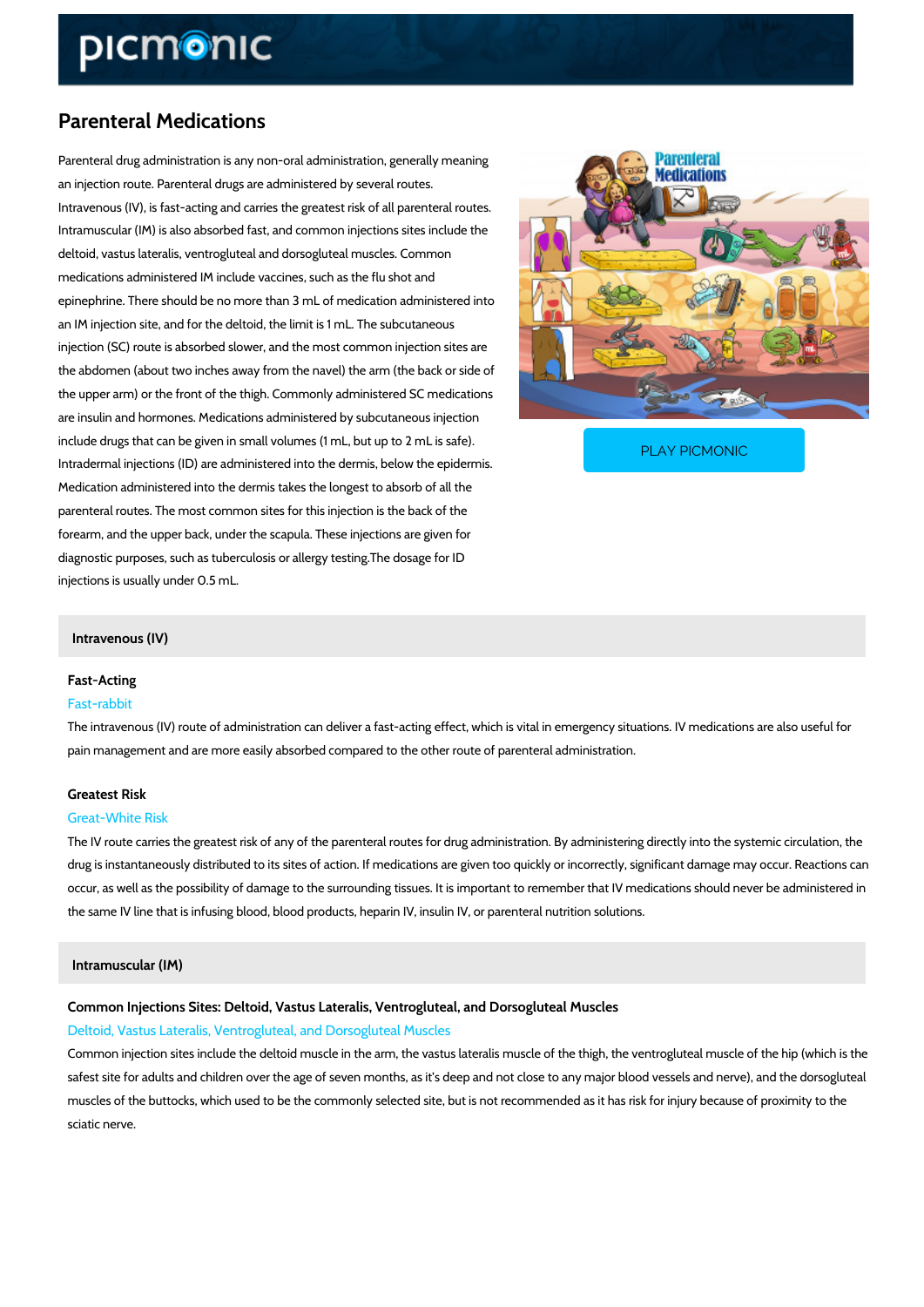# Parenteral Medications

Parenteral drug administration is any non-oral administration, generally meaning an injection route. Parenteral drugs are administered by several routes. Intravenous (IV), is fast-acting and carries the greatest risk of all parenteral routes. Intramuscular (IM) is also absorbed fast, and common injections sites include the deltoid, vastus lateralis, ventrogluteal and dorsogluteal muscles. Common medications administered IM include vaccines, such as the flu shot and epinephrine. There should be no more than 3 mL of medication administered into an IM injection site, and for the deltoid, the limit is 1 mL. The subcutaneous injection (SC) route is absorbed slower, and the most common injection sites are the abdomen (about two inches away from the navel) the arm (the back or side of the upper arm) or the front of the thigh. Commonly administered SC medications are insulin and hormones. Medications administered by subcutaneous injection include drugs that can be given in small volumes (1 mL, but up to 2 mL is safe). Intradermal injections (ID) are administered into the dermis, below the epidermis. Medication administered into the dermis takes the longest to absorb of all the parenteral routes. The most common sites for this injection is the back of the forearm, and the upper back, under the scapula. These injections are given for diagnostic purposes, such as tuberculosis or allergy testing.The dosage for ID injections is usually under 0.5 mL.

PLAY PICMONIC

## Intravenous (IV)

### Fast-Acting

Fast-rabbit

The intravenous (IV) route of administration can deliver a fast-acting effect, which is vital in emergency situations. IV medications are also useful for pain management and are more easily absorbed compared to the other route of parenteral administration.

### Greatest Risk

Great-White Risk

The IV route carries the greatest risk of any of the parenteral routes for drug administration. By administering directly into the systemic circulation, the drug is instantaneously distributed to its sites of action. If medications are given too quickly or incorrectly, significant damage may occur. Reactions can occur, as well as the possibility of damage to the surrounding tissues. It is important to remember that IV medications should never be administered in the same IV line that is infusing blood, blood products, heparin IV, insulin IV, or parenteral nutrition solutions.

## Intramuscular (IM)

### Common Injections Sites: Deltoid, Vastus Lateralis, Ventrogluteal, and Dorsogluteal Muscles

Deltoid, Vastus Lateralis, Ventrogluteal, and Dorsogluteal Muscles

Common injection sites include the deltoid muscle in the arm, the vastus lateralis muscle of the thigh, the ventrogluteal muscle of the hip (which is the safest site for adults and children over the age of seven months, as it's deep and not close to any major blood vessels and nerve), and the dorsogluteal muscles of the buttocks, which used to be the commonly selected site, but is not recommended as it has risk for injury because of proximity to the sciatic nerve.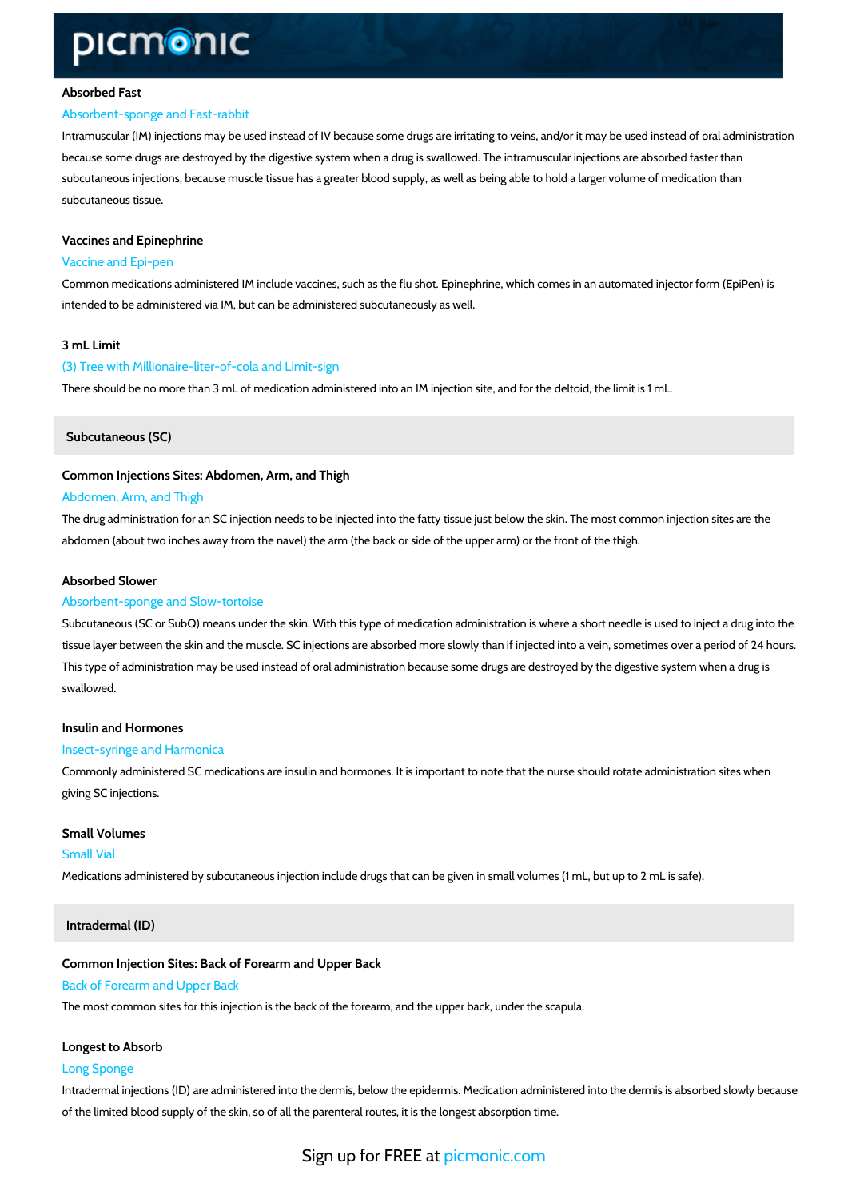**Absorbed Fast**

Absorbent-sponge and Fast-rabbit

Intramuscular (IM) injections may be used instead of IV because some drugs are irritating to veins, and/or it may be used instead of oral administration because some drugs are destroyed by the digestive system when a drug is swallowed. The intramuscular injections are absorbed faster than subcutaneous injections, because muscle tissue has a greater blood supply, as well as being able to hold a larger volume of medication than subcutaneous tissue.

**Vaccines and Epinephrine**

Vaccine and Epi-pen

Common medications administered IM include vaccines, such as the flu shot. Epinephrine, which comes in an automated injector form (EpiPen) is intended to be administered via IM, but can be administered subcutaneously as well.

**3 mL Limit**

(3) Tree with Millionaire-liter-of-cola and Limit-sign

There should be no more than 3 mL of medication administered into an IM injection site, and for the deltoid, the limit is 1 mL.

## Subcutaneous (SC)

**Common Injections Sites: Abdomen, Arm, and Thigh**

Abdomen, Arm, and Thigh

The drug administration for an SC injection needs to be injected into the fatty tissue just below the skin. The most common injection sites are the abdomen (about two inches away from the navel) the arm (the back or side of the upper arm) or the front of the thigh.

**Absorbed Slower**

Absorbent-sponge and Slow-tortoise

Subcutaneous (SC or SubQ) means under the skin. With this type of medication administration is where a short needle is used to inject a drug into the tissue layer between the skin and the muscle. SC injections are absorbed more slowly than if injected into a vein, sometimes over a period of 24 hours. This type of administration may be used instead of oral administration because some drugs are destroyed by the digestive system when a drug is swallowed.

**Insulin and Hormones**

Insect-syringe and Harmonica

Commonly administered SC medications are insulin and hormones. It is important to note that the nurse should rotate administration sites when giving SC injections.

**Small Volumes**

Small Vial

Medications administered by subcutaneous injection include drugs that can be given in small volumes (1 mL, but up to 2 mL is safe).

## Intradermal (ID)

**Common Injection Sites: Back of Forearm and Upper Back**

Back of Forearm and Upper Back

The most common sites for this injection is the back of the forearm, and the upper back, under the scapula.

**Longest to Absorb**

Long Sponge

Intradermal injections (ID) are administered into the dermis, below the epidermis. Medication administered into the dermis is absorbed slowly because of the limited blood supply of the skin, so of all the parenteral routes, it is the longest absorption time.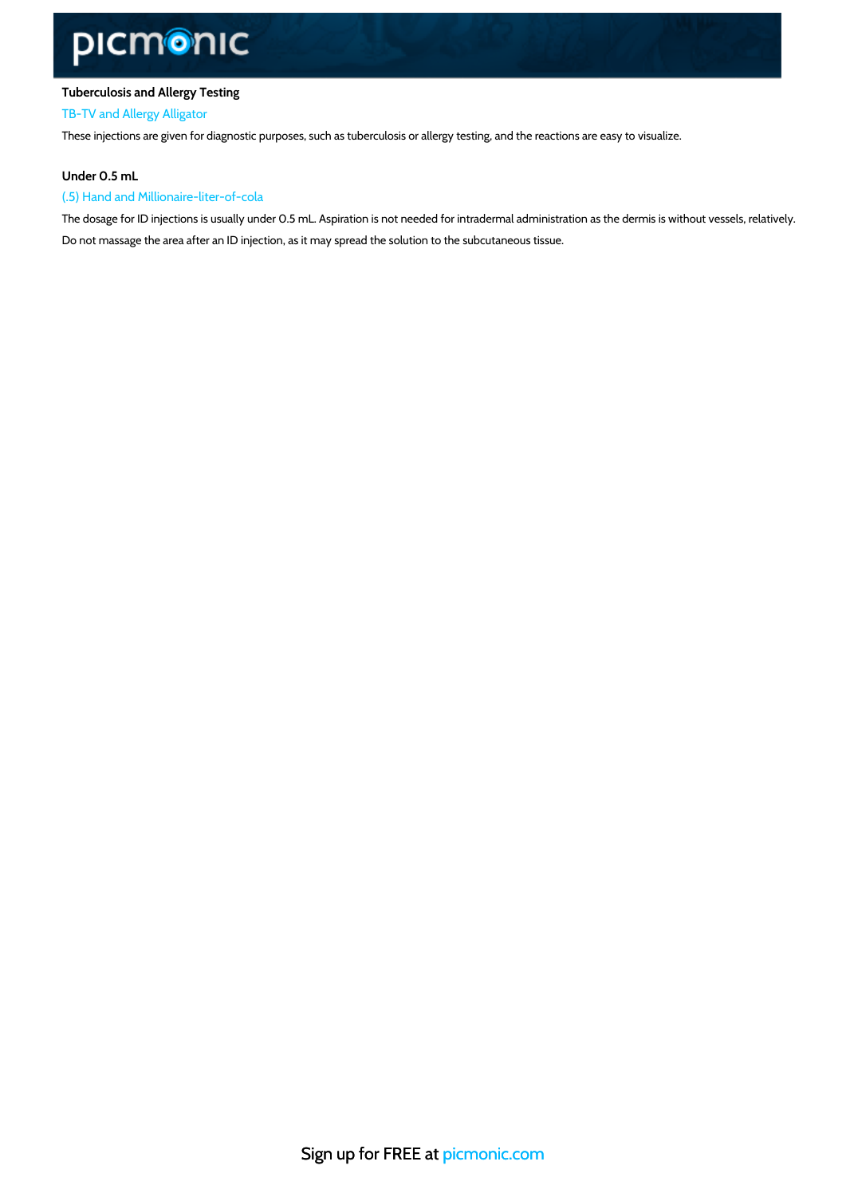**Tuberculosis and Allergy Testing**

TB-TV and Allergy Alligator

These injections are given for diagnostic purposes, such as tuberculosis or allergy testing, and the reactions are easy to visualize.

**Under 0.5 mL**

(.5) Hand and Millionaire-liter-of-cola

The dosage for ID injections is usually under 0.5 mL. Aspiration is not needed for intradermal administration as the dermis is without vessels, relatively. Do not massage the area after an ID injection, as it may spread the solution to the subcutaneous tissue.